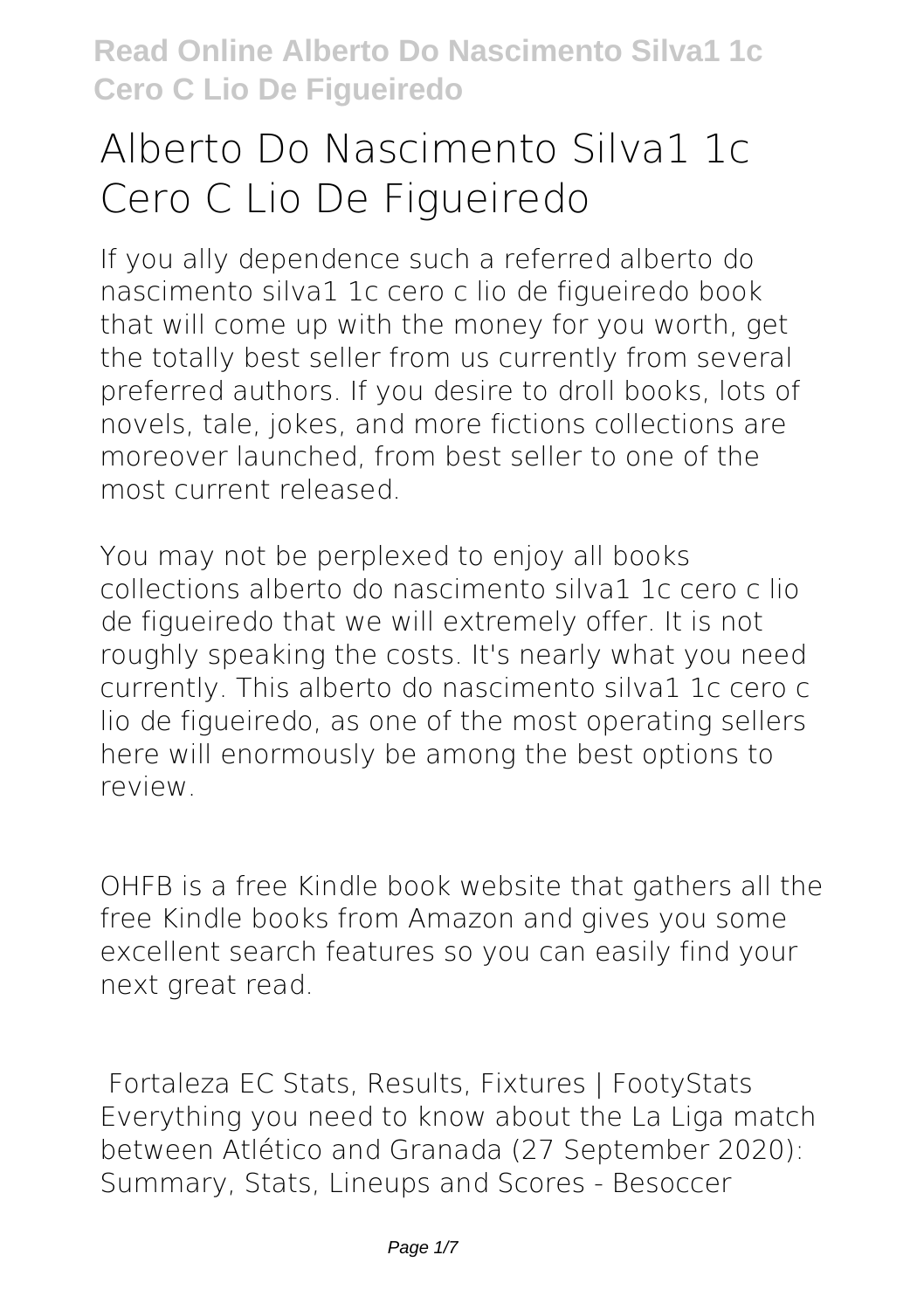# Alberto Do Nascimento Silva1 1c Cero C Lio De Figueiredo

If you ally dependence such a referred alberto do nascimento silva1 1c cero c lio de figueiredo book that will come up with the money for you worth, get the totally best seller from us currently from several preferred authors. If you desire to droll books, lots of novels, tale, jokes, and more fictions collections are moreover launched, from best seller to one of the most current released.

You may not be perplexed to enjoy all books collections alberto do nascimento silva1 1c cero c lio de figueiredo that we will extremely offer. It is not roughly speaking the costs. It's nearly what you need currently. This alberto do nascimento silva1 1c cero c lio de figueiredo, as one of the most operating sellers here will enormously be among the best options to review.

OHFB is a free Kindle book website that gathers all the free Kindle books from Amazon and gives you some excellent search features so you can easily find your next great read.

**Fortaleza EC Stats, Results, Fixtures | FootyStats**
Everything you need to know about the La Liga match between Atlético and Granada (27 September 2020): Summary, Stats, Lineups and Scores - Besoccer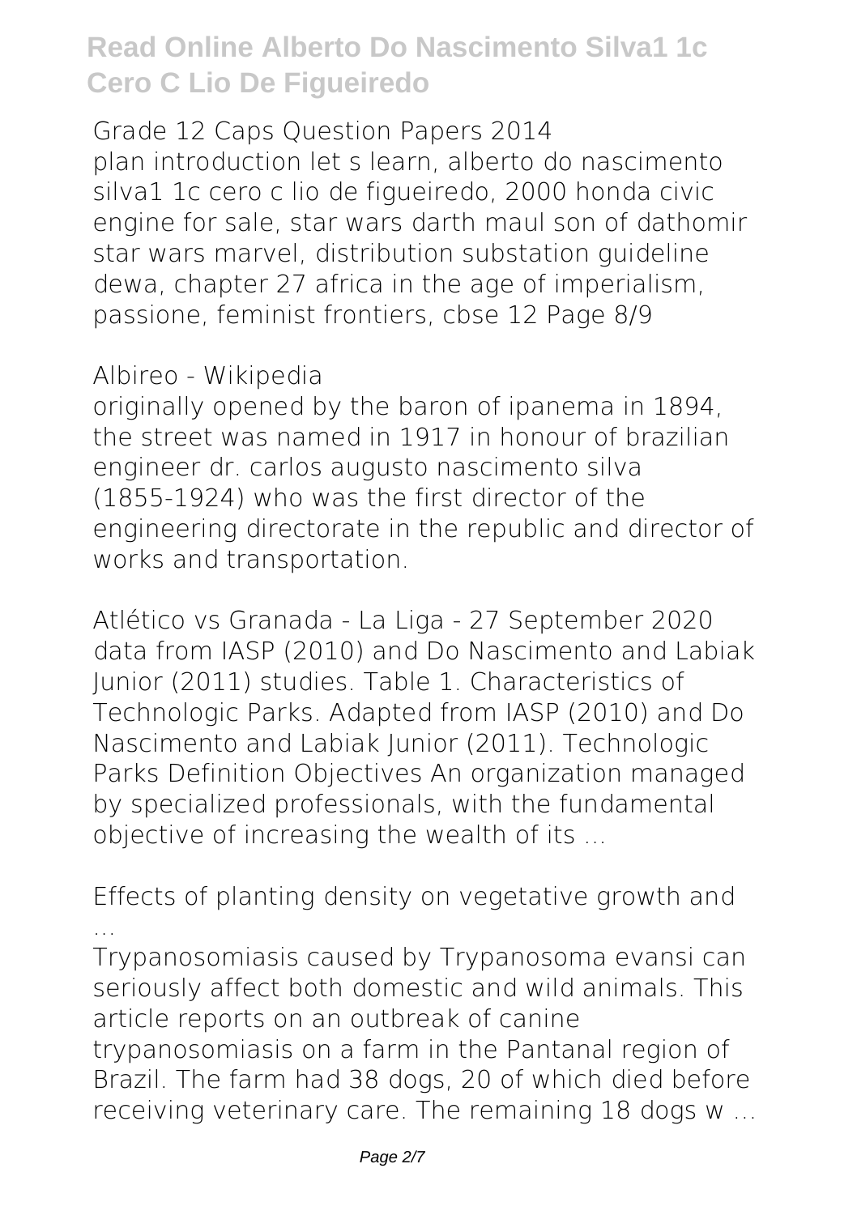**Grade 12 Caps Question Papers 2014**

plan introduction let s learn, alberto do nascimento silva1 1c cero c lio de figueiredo, 2000 honda civic engine for sale, star wars darth maul son of dathomir star wars marvel, distribution substation guideline dewa, chapter 27 africa in the age of imperialism, passione, feminist frontiers, cbse 12 Page 8/9

**Albireo - Wikipedia**

originally opened by the baron of ipanema in 1894, the street was named in 1917 in honour of brazilian engineer dr. carlos augusto nascimento silva (1855-1924) who was the first director of the engineering directorate in the republic and director of works and transportation.

**Atlético vs Granada - La Liga - 27 September 2020**

data from IASP (2010) and Do Nascimento and Labiak Junior (2011) studies. Table 1. Characteristics of Technologic Parks. Adapted from IASP (2010) and Do Nascimento and Labiak Junior (2011). Technologic Parks Definition Objectives An organization managed by specialized professionals, with the fundamental objective of increasing the wealth of its ...

**Effects of planting density on vegetative growth and ...**

Trypanosomiasis caused by Trypanosoma evansi can seriously affect both domestic and wild animals. This article reports on an outbreak of canine trypanosomiasis on a farm in the Pantanal region of Brazil. The farm had 38 dogs, 20 of which died before receiving veterinary care. The remaining 18 dogs w ...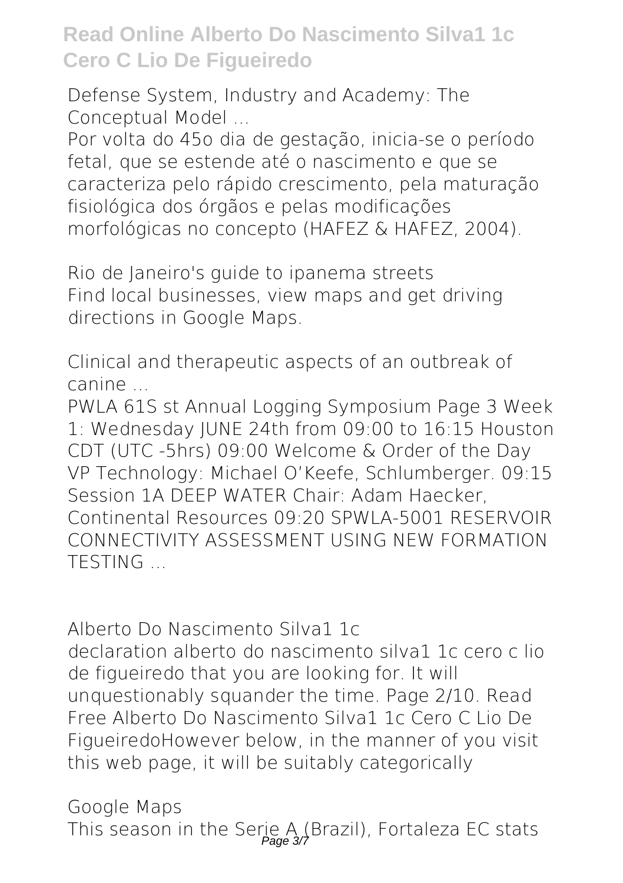**Defense System, Industry and Academy: The Conceptual Model ...**

Por volta do 45o dia de gestação, inicia-se o período fetal, que se estende até o nascimento e que se caracteriza pelo rápido crescimento, pela maturação fisiológica dos órgãos e pelas modificações morfológicas no concepto (HAFEZ & HAFEZ, 2004).

**Rio de Janeiro's guide to ipanema streets**

Find local businesses, view maps and get driving directions in Google Maps.

**Clinical and therapeutic aspects of an outbreak of canine ...**

PWLA 61S st Annual Logging Symposium Page 3 Week 1: Wednesday JUNE 24th from 09:00 to 16:15 Houston CDT (UTC -5hrs) 09:00 Welcome & Order of the Day VP Technology: Michael O'Keefe, Schlumberger. 09:15 Session 1A DEEP WATER Chair: Adam Haecker, Continental Resources 09:20 SPWLA-5001 RESERVOIR CONNECTIVITY ASSESSMENT USING NEW FORMATION TESTING ...

**Alberto Do Nascimento Silva1 1c**

declaration alberto do nascimento silva1 1c cero c lio de figueiredo that you are looking for. It will unquestionably squander the time. Page 2/10. Read Free Alberto Do Nascimento Silva1 1c Cero C Lio De FigueiredoHowever below, in the manner of you visit this web page, it will be suitably categorically

**Google Maps**

This season in the Serie A (Brazil), Fortaleza EC stats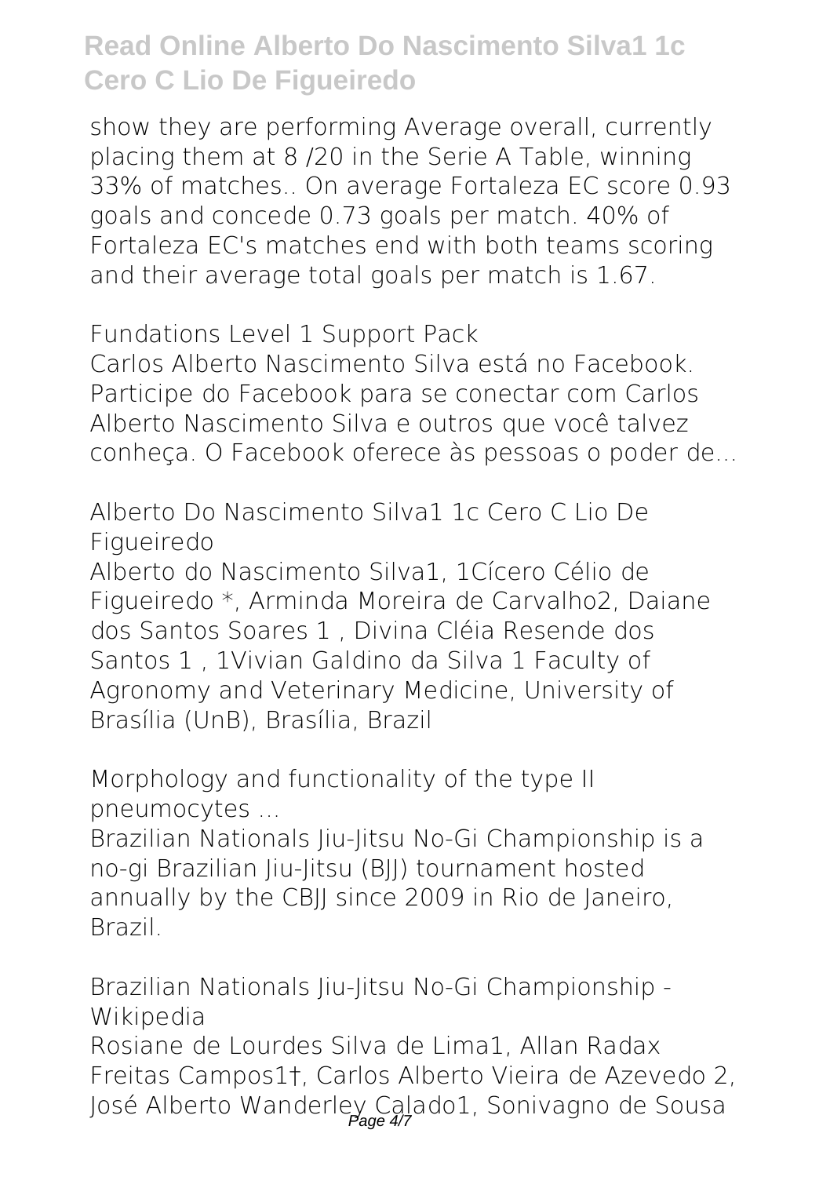show they are performing Average overall, currently placing them at 8 /20 in the Serie A Table, winning 33% of matches.. On average Fortaleza EC score 0.93 goals and concede 0.73 goals per match. 40% of Fortaleza EC's matches end with both teams scoring and their average total goals per match is 1.67.

## Fundations Level 1 Support Pack

Carlos Alberto Nascimento Silva está no Facebook. Participe do Facebook para se conectar com Carlos Alberto Nascimento Silva e outros que você talvez conheça. O Facebook oferece às pessoas o poder de...

## Alberto Do Nascimento Silva1 1c Cero C Lio De Figueiredo

Alberto do Nascimento Silva1, 1Cícero Célio de Figueiredo *, Arminda Moreira de Carvalho2, Daiane dos Santos Soares 1 , Divina Cléia Resende dos Santos 1 , 1Vivian Galdino da Silva 1 Faculty of Agronomy and Veterinary Medicine, University of Brasília (UnB), Brasília, Brazil

## Morphology and functionality of the type II pneumocytes ...

Brazilian Nationals Jiu-Jitsu No-Gi Championship is a no-gi Brazilian Jiu-Jitsu (BJJ) tournament hosted annually by the CBJJ since 2009 in Rio de Janeiro, Brazil.

## Brazilian Nationals Jiu-Jitsu No-Gi Championship - Wikipedia

Rosiane de Lourdes Silva de Lima1, Allan Radax Freitas Campos1†, Carlos Alberto Vieira de Azevedo 2, José Alberto Wanderley Calado1, Sonivagno de Sousa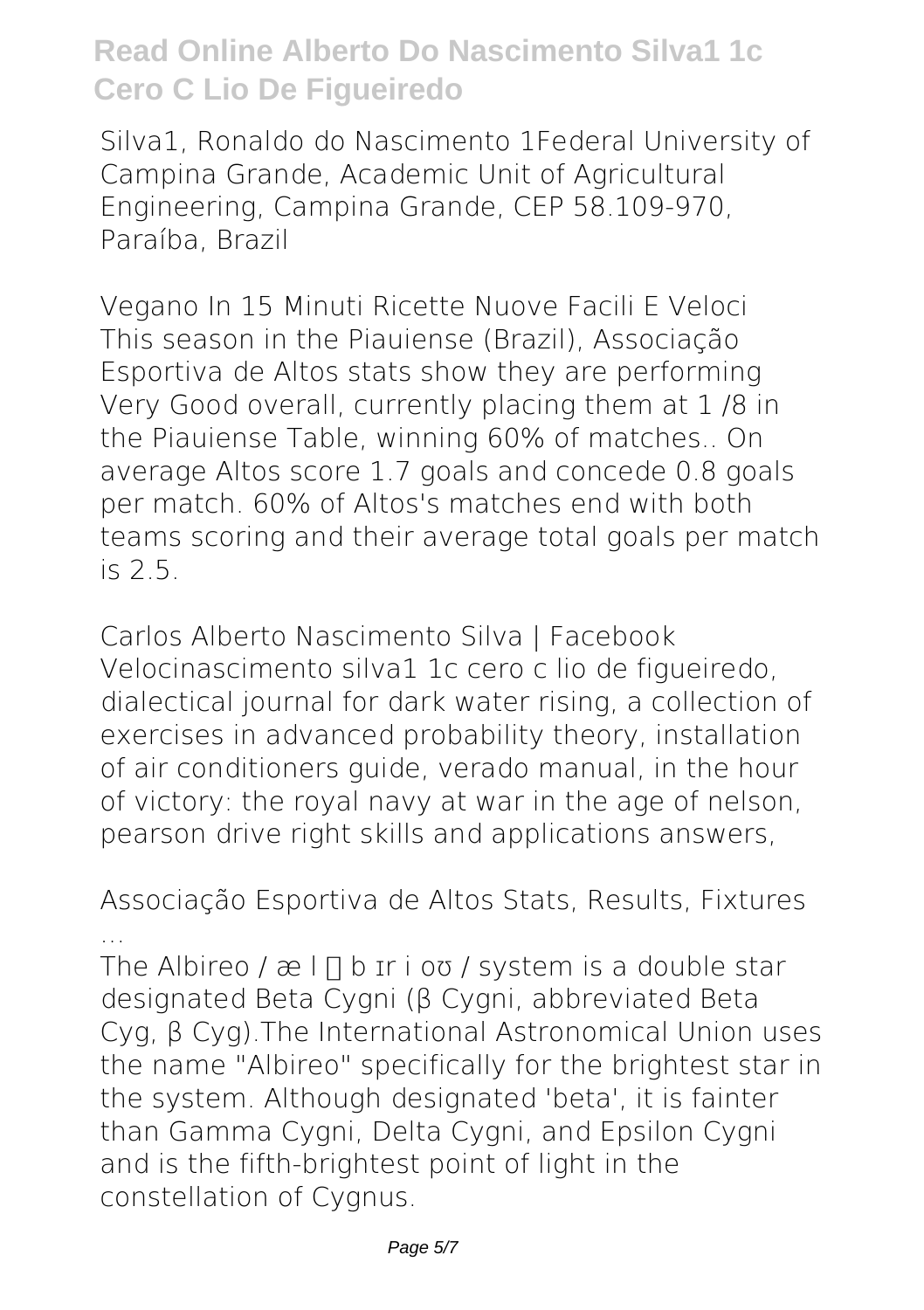Silva1, Ronaldo do Nascimento 1Federal University of Campina Grande, Academic Unit of Agricultural Engineering, Campina Grande, CEP 58.109-970, Paraíba, Brazil

**Vegano In 15 Minuti Ricette Nuove Facili E Veloci**
This season in the Piauiense (Brazil), Associação Esportiva de Altos stats show they are performing Very Good overall, currently placing them at 1 /8 in the Piauiense Table, winning 60% of matches.. On average Altos score 1.7 goals and concede 0.8 goals per match. 60% of Altos's matches end with both teams scoring and their average total goals per match is 2.5.

**Carlos Alberto Nascimento Silva | Facebook**
Velocinascimento silva1 1c cero c lio de figueiredo, dialectical journal for dark water rising, a collection of exercises in advanced probability theory, installation of air conditioners guide, verado manual, in the hour of victory: the royal navy at war in the age of nelson, pearson drive right skills and applications answers,

**Associação Esportiva de Altos Stats, Results, Fixtures ...**
The Albireo / æ l ▯ b ɪr i oʊ / system is a double star designated Beta Cygni (β Cygni, abbreviated Beta Cyg, β Cyg).The International Astronomical Union uses the name "Albireo" specifically for the brightest star in the system. Although designated 'beta', it is fainter than Gamma Cygni, Delta Cygni, and Epsilon Cygni and is the fifth-brightest point of light in the constellation of Cygnus.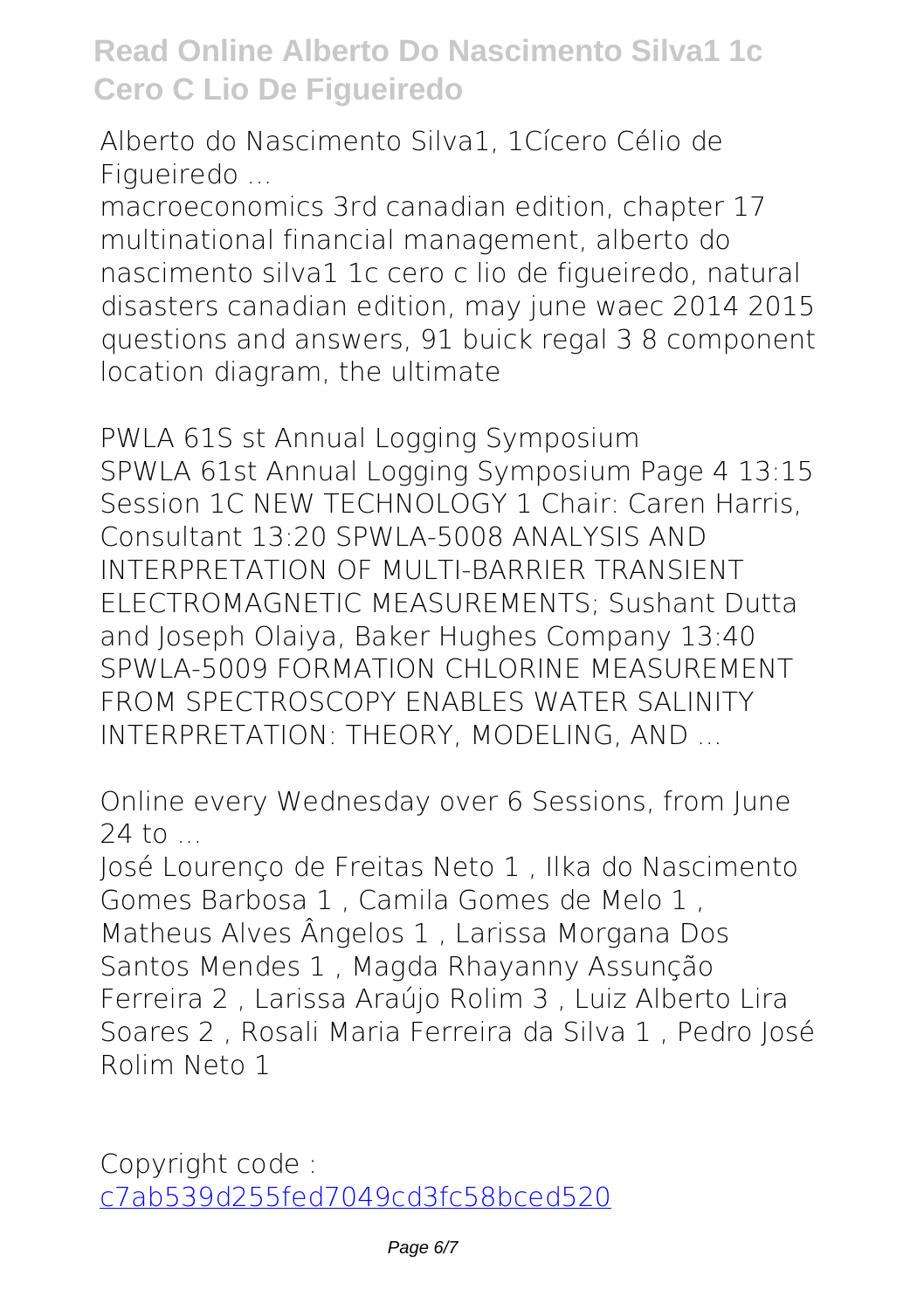**Alberto do Nascimento Silva1, 1Cícero Célio de Figueiredo ...**

macroeconomics 3rd canadian edition, chapter 17 multinational financial management, alberto do nascimento silva1 1c cero c lio de figueiredo, natural disasters canadian edition, may june waec 2014 2015 questions and answers, 91 buick regal 3 8 component location diagram, the ultimate

**PWLA 61S st Annual Logging Symposium**

SPWLA 61st Annual Logging Symposium Page 4 13:15 Session 1C NEW TECHNOLOGY 1 Chair: Caren Harris, Consultant 13:20 SPWLA-5008 ANALYSIS AND INTERPRETATION OF MULTI-BARRIER TRANSIENT ELECTROMAGNETIC MEASUREMENTS; Sushant Dutta and Joseph Olaiya, Baker Hughes Company 13:40 SPWLA-5009 FORMATION CHLORINE MEASUREMENT FROM SPECTROSCOPY ENABLES WATER SALINITY INTERPRETATION: THEORY, MODELING, AND ...

**Online every Wednesday over 6 Sessions, from June 24 to ...**

José Lourenço de Freitas Neto 1 , Ilka do Nascimento Gomes Barbosa 1 , Camila Gomes de Melo 1 , Matheus Alves Ângelos 1 , Larissa Morgana Dos Santos Mendes 1 , Magda Rhayanny Assunção Ferreira 2 , Larissa Araújo Rolim 3 , Luiz Alberto Lira Soares 2 , Rosali Maria Ferreira da Silva 1 , Pedro José Rolim Neto 1

Copyright code : c7ab539d255fed7049cd3fc58bced520